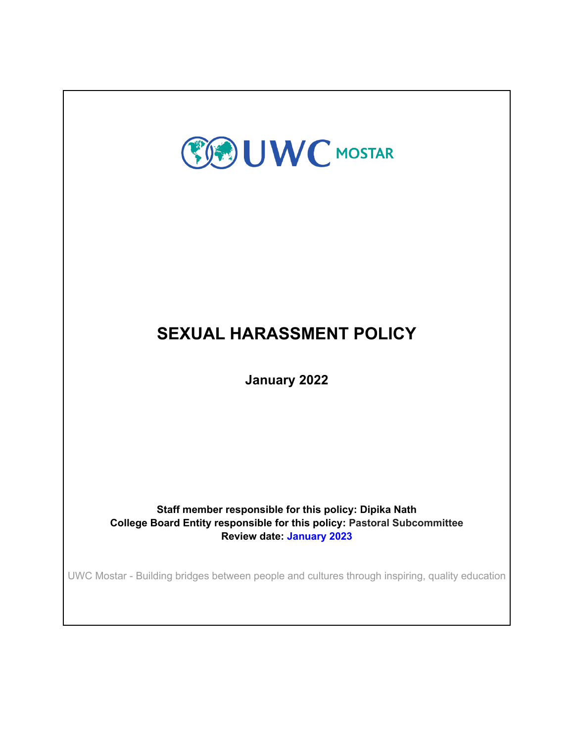UWC MOSTAR

# SEXUAL HARASSMENT POLICY

**January 2022**

**Staff member responsible for this policy: Dipika Nath**
**College Board Entity responsible for this policy: Pastoral Subcommittee**
**Review date: January 2023**

UWC Mostar - Building bridges between people and cultures through inspiring, quality education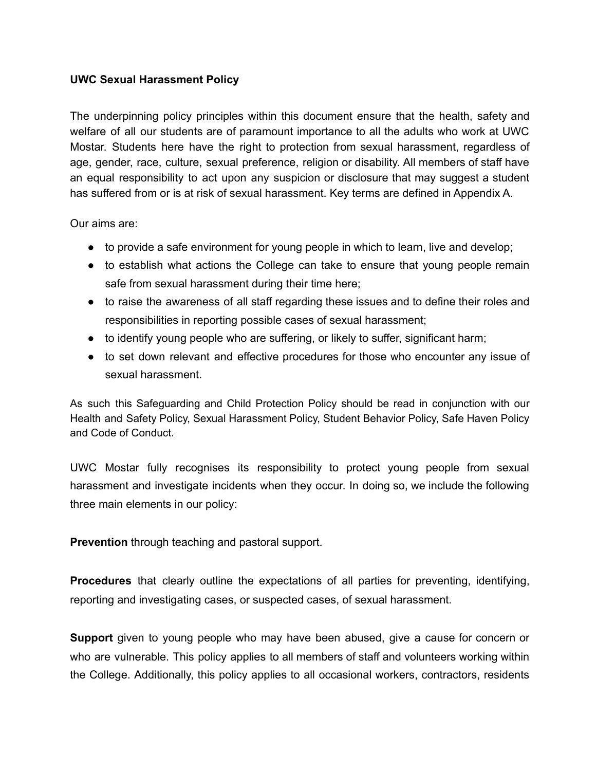**UWC Sexual Harassment Policy**

The underpinning policy principles within this document ensure that the health, safety and welfare of all our students are of paramount importance to all the adults who work at UWC Mostar. Students here have the right to protection from sexual harassment, regardless of age, gender, race, culture, sexual preference, religion or disability. All members of staff have an equal responsibility to act upon any suspicion or disclosure that may suggest a student has suffered from or is at risk of sexual harassment. Key terms are defined in Appendix A.

Our aims are:

- to provide a safe environment for young people in which to learn, live and develop;
- to establish what actions the College can take to ensure that young people remain safe from sexual harassment during their time here;
- to raise the awareness of all staff regarding these issues and to define their roles and responsibilities in reporting possible cases of sexual harassment;
- to identify young people who are suffering, or likely to suffer, significant harm;
- to set down relevant and effective procedures for those who encounter any issue of sexual harassment.

As such this Safeguarding and Child Protection Policy should be read in conjunction with our Health and Safety Policy, Sexual Harassment Policy, Student Behavior Policy, Safe Haven Policy and Code of Conduct.

UWC Mostar fully recognises its responsibility to protect young people from sexual harassment and investigate incidents when they occur. In doing so, we include the following three main elements in our policy:

**Prevention** through teaching and pastoral support.

**Procedures** that clearly outline the expectations of all parties for preventing, identifying, reporting and investigating cases, or suspected cases, of sexual harassment.

**Support** given to young people who may have been abused, give a cause for concern or who are vulnerable. This policy applies to all members of staff and volunteers working within the College. Additionally, this policy applies to all occasional workers, contractors, residents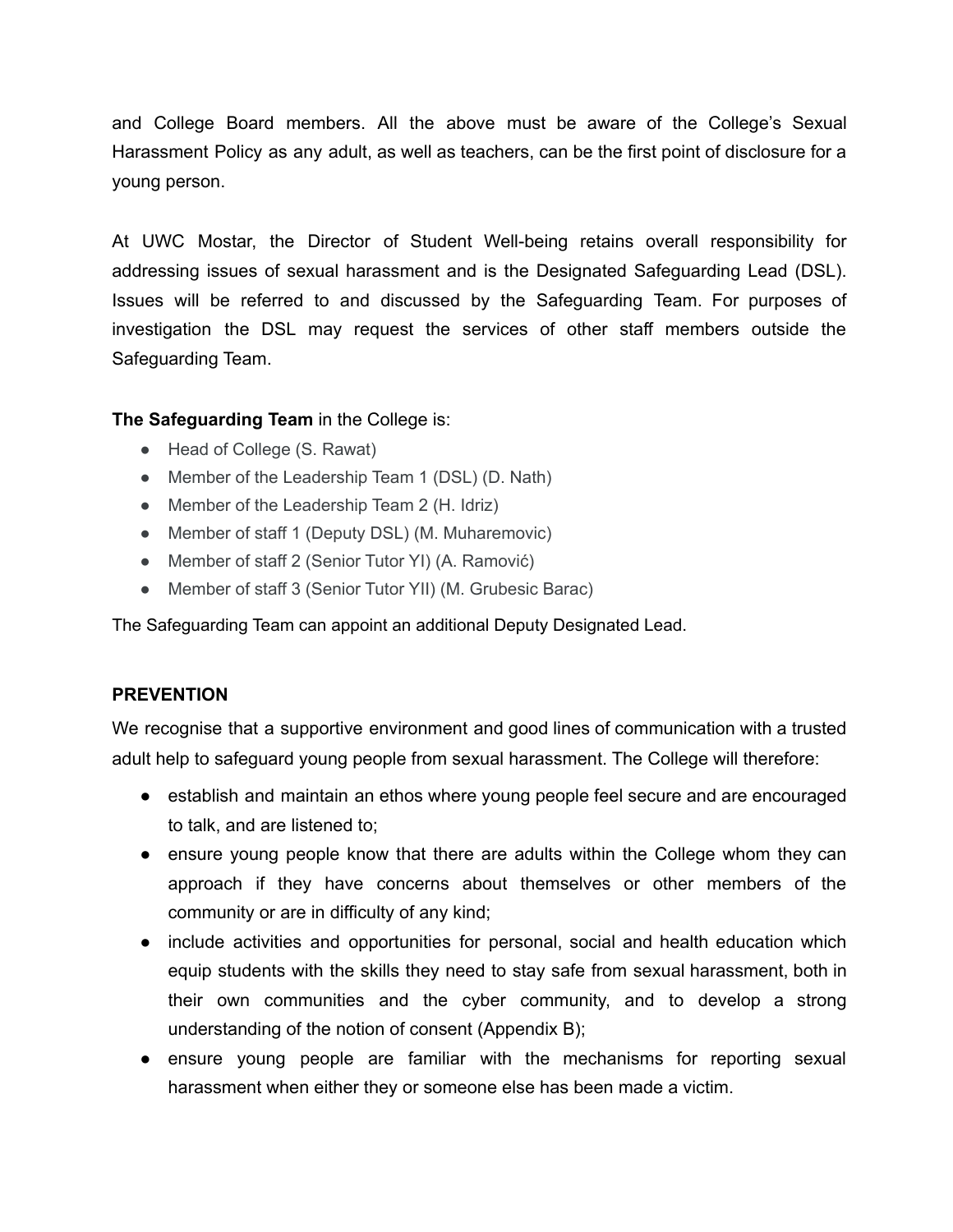and College Board members. All the above must be aware of the College's Sexual Harassment Policy as any adult, as well as teachers, can be the first point of disclosure for a young person.

At UWC Mostar, the Director of Student Well-being retains overall responsibility for addressing issues of sexual harassment and is the Designated Safeguarding Lead (DSL). Issues will be referred to and discussed by the Safeguarding Team. For purposes of investigation the DSL may request the services of other staff members outside the Safeguarding Team.

**The Safeguarding Team** in the College is:

- Head of College (S. Rawat)
- Member of the Leadership Team 1 (DSL) (D. Nath)
- Member of the Leadership Team 2 (H. Idriz)
- Member of staff 1 (Deputy DSL) (M. Muharemovic)
- Member of staff 2 (Senior Tutor YI) (A. Ramović)
- Member of staff 3 (Senior Tutor YII) (M. Grubesic Barac)

The Safeguarding Team can appoint an additional Deputy Designated Lead.

## PREVENTION

We recognise that a supportive environment and good lines of communication with a trusted adult help to safeguard young people from sexual harassment. The College will therefore:

- establish and maintain an ethos where young people feel secure and are encouraged to talk, and are listened to;
- ensure young people know that there are adults within the College whom they can approach if they have concerns about themselves or other members of the community or are in difficulty of any kind;
- include activities and opportunities for personal, social and health education which equip students with the skills they need to stay safe from sexual harassment, both in their own communities and the cyber community, and to develop a strong understanding of the notion of consent (Appendix B);
- ensure young people are familiar with the mechanisms for reporting sexual harassment when either they or someone else has been made a victim.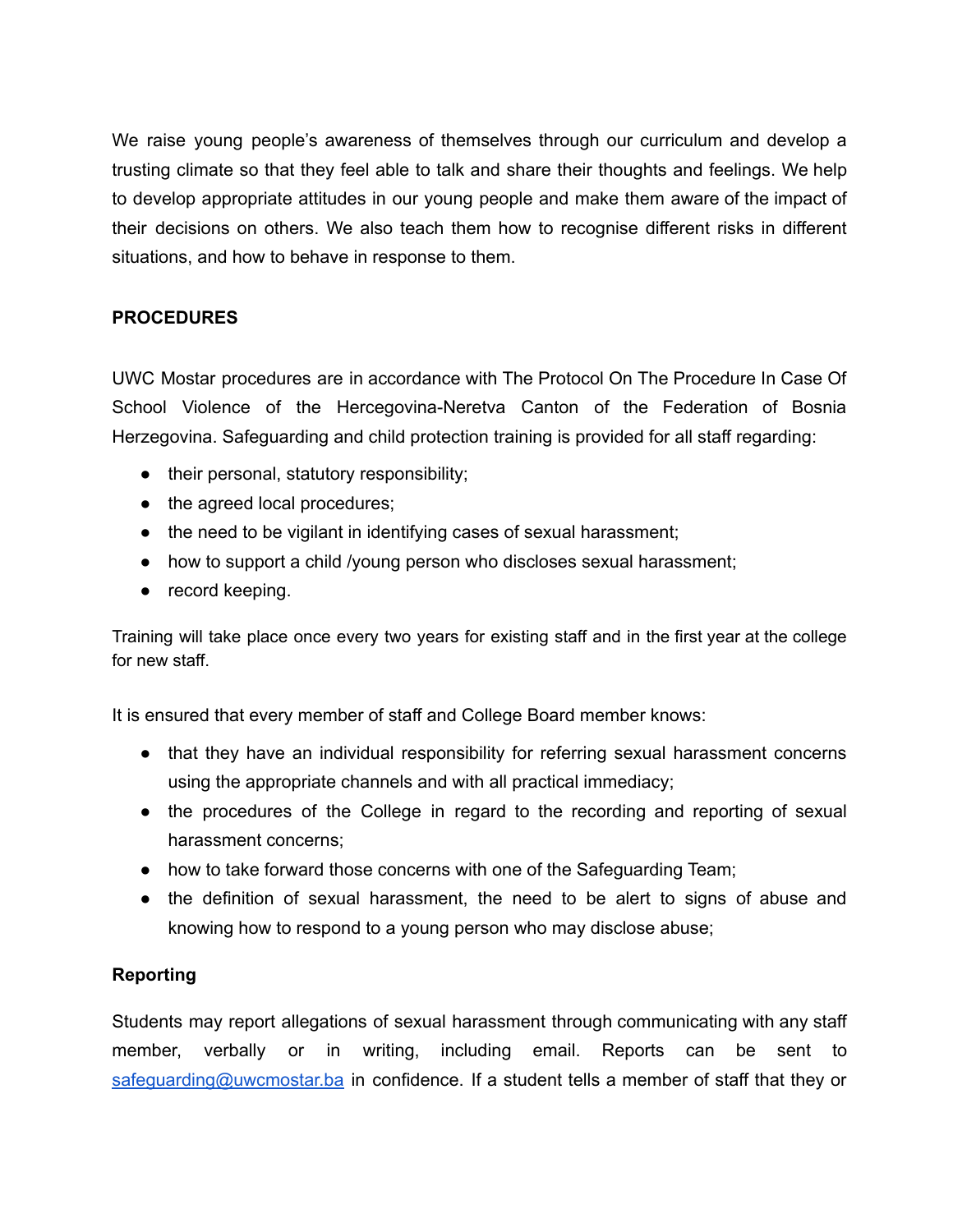We raise young people's awareness of themselves through our curriculum and develop a trusting climate so that they feel able to talk and share their thoughts and feelings. We help to develop appropriate attitudes in our young people and make them aware of the impact of their decisions on others. We also teach them how to recognise different risks in different situations, and how to behave in response to them.

**PROCEDURES**

UWC Mostar procedures are in accordance with The Protocol On The Procedure In Case Of School Violence of the Hercegovina-Neretva Canton of the Federation of Bosnia Herzegovina. Safeguarding and child protection training is provided for all staff regarding:

- their personal, statutory responsibility;
- the agreed local procedures;
- the need to be vigilant in identifying cases of sexual harassment;
- how to support a child /young person who discloses sexual harassment;
- record keeping.

Training will take place once every two years for existing staff and in the first year at the college for new staff.

It is ensured that every member of staff and College Board member knows:

- that they have an individual responsibility for referring sexual harassment concerns using the appropriate channels and with all practical immediacy;
- the procedures of the College in regard to the recording and reporting of sexual harassment concerns;
- how to take forward those concerns with one of the Safeguarding Team;
- the definition of sexual harassment, the need to be alert to signs of abuse and knowing how to respond to a young person who may disclose abuse;

**Reporting**

Students may report allegations of sexual harassment through communicating with any staff member, verbally or in writing, including email. Reports can be sent to safeguarding@uwcmostar.ba in confidence. If a student tells a member of staff that they or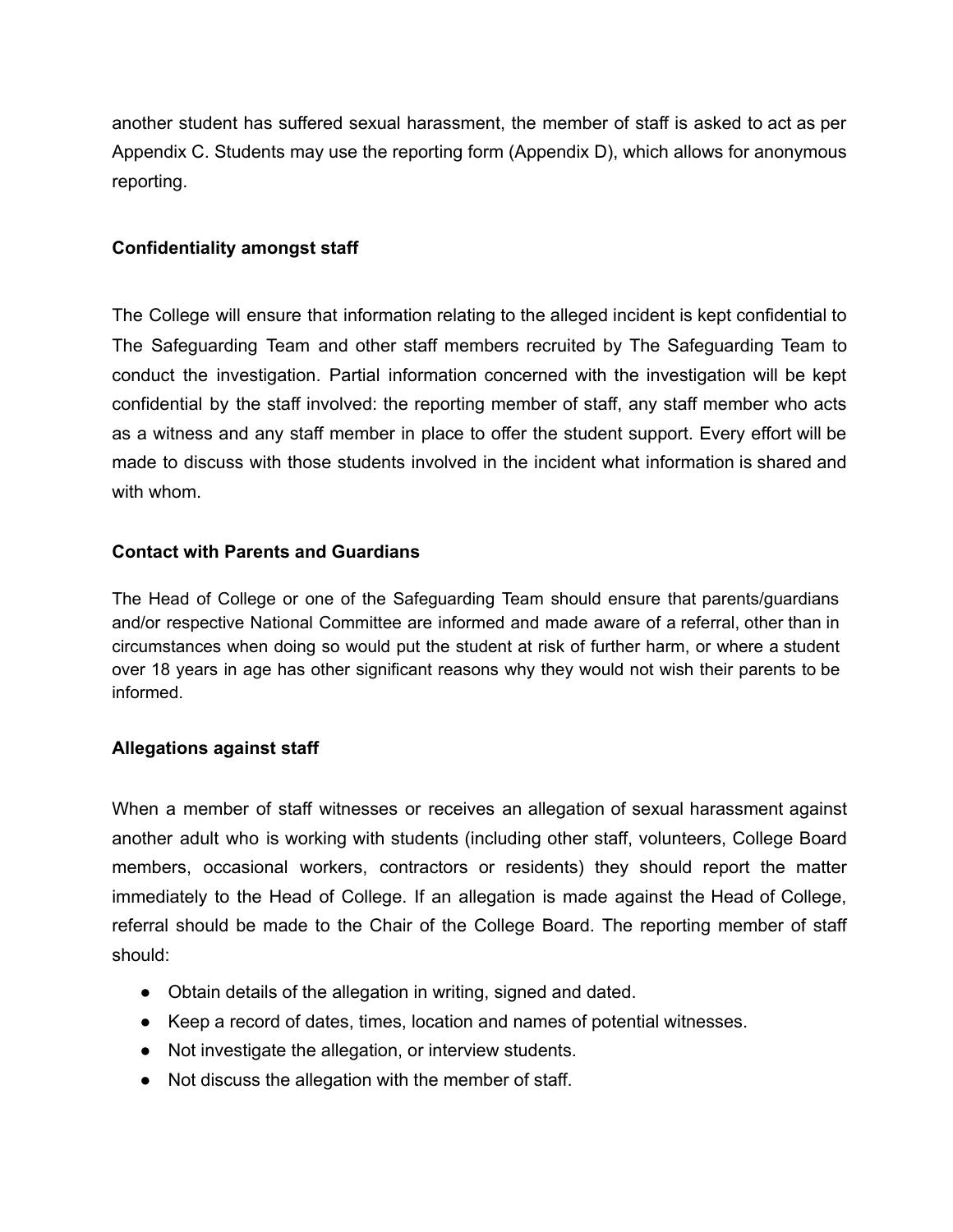another student has suffered sexual harassment, the member of staff is asked to act as per Appendix C. Students may use the reporting form (Appendix D), which allows for anonymous reporting.

**Confidentiality amongst staff**

The College will ensure that information relating to the alleged incident is kept confidential to The Safeguarding Team and other staff members recruited by The Safeguarding Team to conduct the investigation. Partial information concerned with the investigation will be kept confidential by the staff involved: the reporting member of staff, any staff member who acts as a witness and any staff member in place to offer the student support. Every effort will be made to discuss with those students involved in the incident what information is shared and with whom.

**Contact with Parents and Guardians**

The Head of College or one of the Safeguarding Team should ensure that parents/guardians and/or respective National Committee are informed and made aware of a referral, other than in circumstances when doing so would put the student at risk of further harm, or where a student over 18 years in age has other significant reasons why they would not wish their parents to be informed.

**Allegations against staff**

When a member of staff witnesses or receives an allegation of sexual harassment against another adult who is working with students (including other staff, volunteers, College Board members, occasional workers, contractors or residents) they should report the matter immediately to the Head of College. If an allegation is made against the Head of College, referral should be made to the Chair of the College Board. The reporting member of staff should:

- Obtain details of the allegation in writing, signed and dated.
- Keep a record of dates, times, location and names of potential witnesses.
- Not investigate the allegation, or interview students.
- Not discuss the allegation with the member of staff.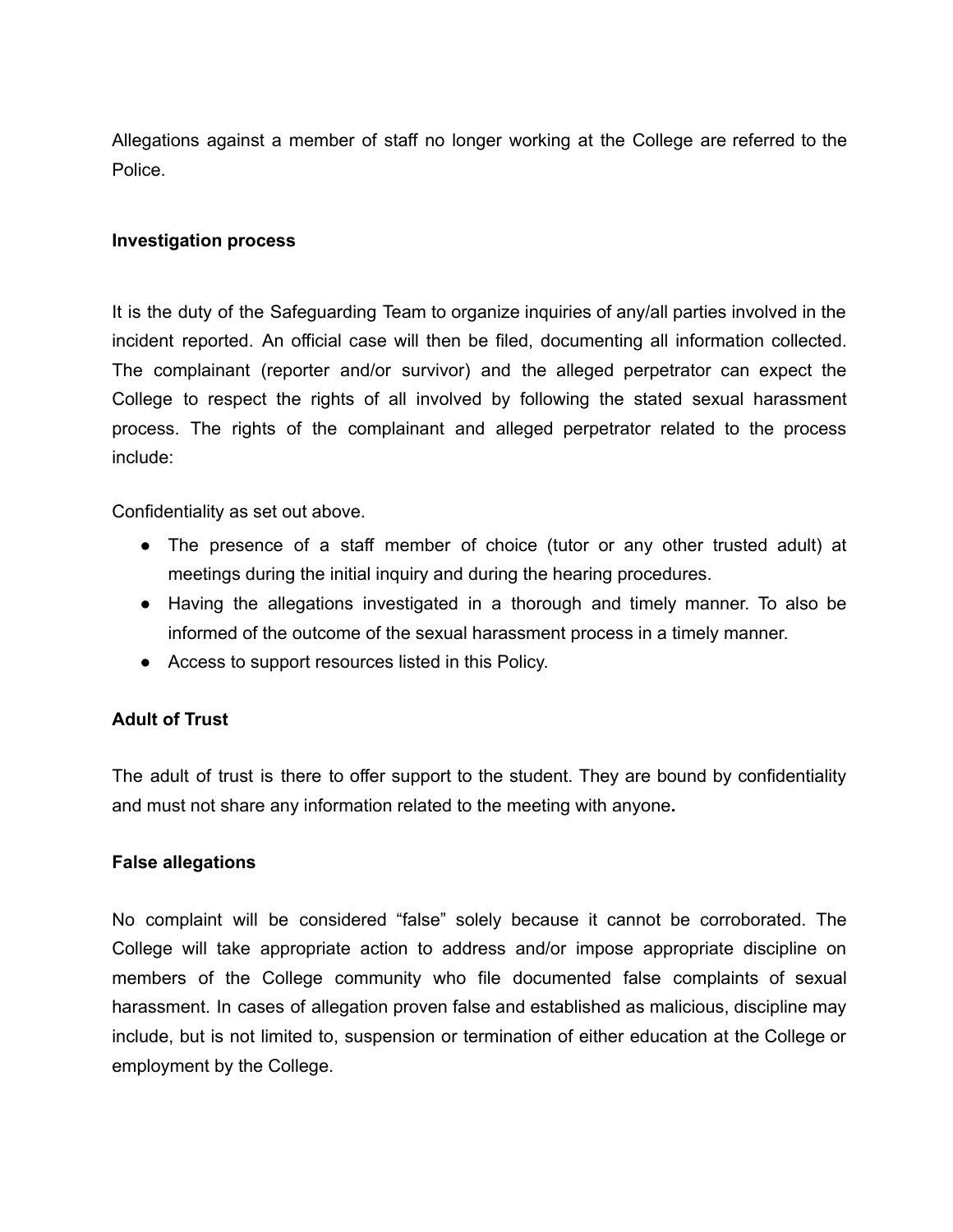Allegations against a member of staff no longer working at the College are referred to the Police.

**Investigation process**

It is the duty of the Safeguarding Team to organize inquiries of any/all parties involved in the incident reported. An official case will then be filed, documenting all information collected. The complainant (reporter and/or survivor) and the alleged perpetrator can expect the College to respect the rights of all involved by following the stated sexual harassment process. The rights of the complainant and alleged perpetrator related to the process include:

Confidentiality as set out above.

- The presence of a staff member of choice (tutor or any other trusted adult) at meetings during the initial inquiry and during the hearing procedures.
- Having the allegations investigated in a thorough and timely manner. To also be informed of the outcome of the sexual harassment process in a timely manner.
- Access to support resources listed in this Policy.

**Adult of Trust**

The adult of trust is there to offer support to the student. They are bound by confidentiality and must not share any information related to the meeting with anyone**.**

**False allegations**

No complaint will be considered "false" solely because it cannot be corroborated. The College will take appropriate action to address and/or impose appropriate discipline on members of the College community who file documented false complaints of sexual harassment. In cases of allegation proven false and established as malicious, discipline may include, but is not limited to, suspension or termination of either education at the College or employment by the College.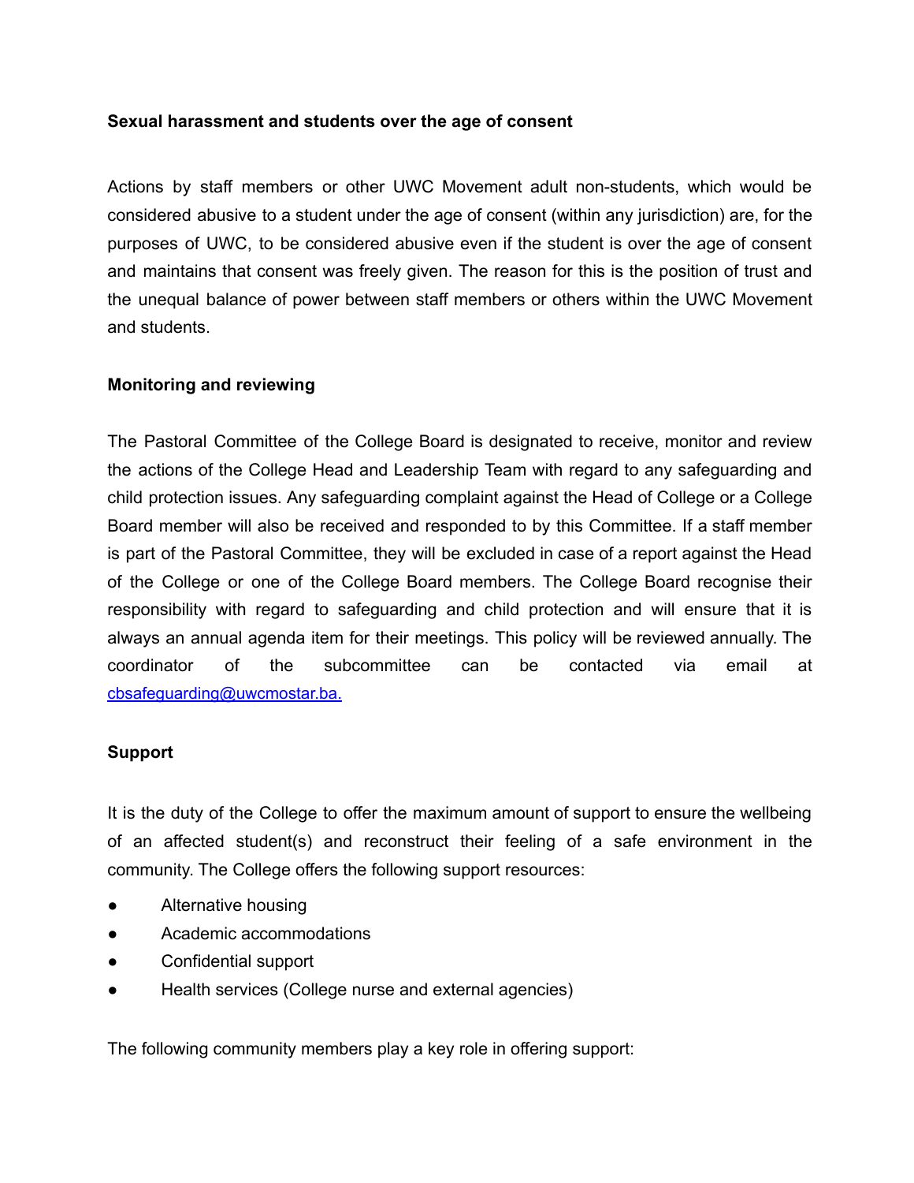**Sexual harassment and students over the age of consent**

Actions by staff members or other UWC Movement adult non-students, which would be considered abusive to a student under the age of consent (within any jurisdiction) are, for the purposes of UWC, to be considered abusive even if the student is over the age of consent and maintains that consent was freely given. The reason for this is the position of trust and the unequal balance of power between staff members or others within the UWC Movement and students.

**Monitoring and reviewing**

The Pastoral Committee of the College Board is designated to receive, monitor and review the actions of the College Head and Leadership Team with regard to any safeguarding and child protection issues. Any safeguarding complaint against the Head of College or a College Board member will also be received and responded to by this Committee. If a staff member is part of the Pastoral Committee, they will be excluded in case of a report against the Head of the College or one of the College Board members. The College Board recognise their responsibility with regard to safeguarding and child protection and will ensure that it is always an annual agenda item for their meetings. This policy will be reviewed annually. The coordinator of the subcommittee can be contacted via email at cbsafeguarding@uwcmostar.ba.

**Support**

It is the duty of the College to offer the maximum amount of support to ensure the wellbeing of an affected student(s) and reconstruct their feeling of a safe environment in the community. The College offers the following support resources:

- Alternative housing
- Academic accommodations
- Confidential support
- Health services (College nurse and external agencies)

The following community members play a key role in offering support: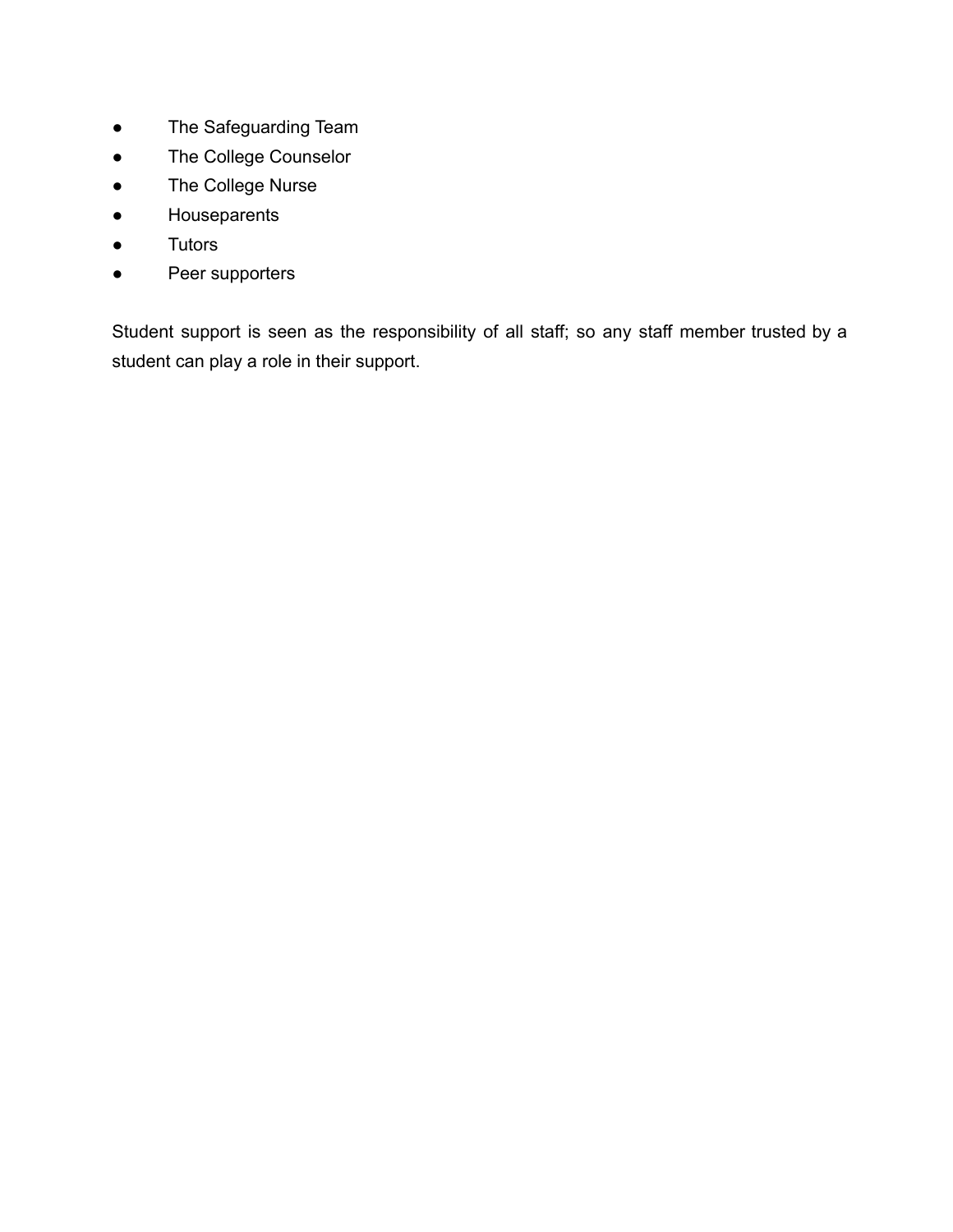- The Safeguarding Team
- The College Counselor
- The College Nurse
- Houseparents
- Tutors
- Peer supporters

Student support is seen as the responsibility of all staff; so any staff member trusted by a student can play a role in their support.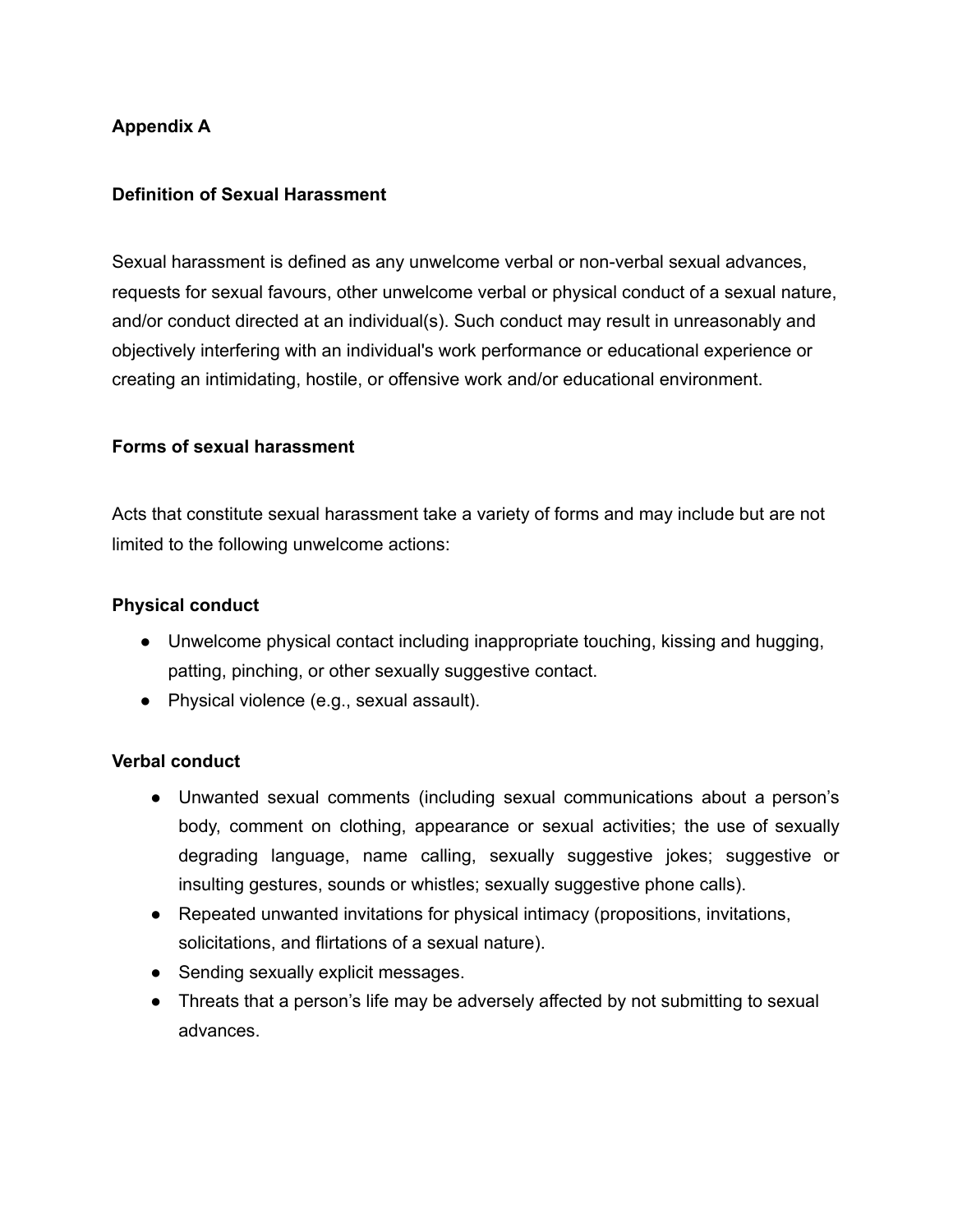**Appendix A**

**Definition of Sexual Harassment**

Sexual harassment is defined as any unwelcome verbal or non-verbal sexual advances, requests for sexual favours, other unwelcome verbal or physical conduct of a sexual nature, and/or conduct directed at an individual(s). Such conduct may result in unreasonably and objectively interfering with an individual's work performance or educational experience or creating an intimidating, hostile, or offensive work and/or educational environment.

**Forms of sexual harassment**

Acts that constitute sexual harassment take a variety of forms and may include but are not limited to the following unwelcome actions:

**Physical conduct**

- Unwelcome physical contact including inappropriate touching, kissing and hugging, patting, pinching, or other sexually suggestive contact.
- Physical violence (e.g., sexual assault).

**Verbal conduct**

- Unwanted sexual comments (including sexual communications about a person's body, comment on clothing, appearance or sexual activities; the use of sexually degrading language, name calling, sexually suggestive jokes; suggestive or insulting gestures, sounds or whistles; sexually suggestive phone calls).
- Repeated unwanted invitations for physical intimacy (propositions, invitations, solicitations, and flirtations of a sexual nature).
- Sending sexually explicit messages.
- Threats that a person's life may be adversely affected by not submitting to sexual advances.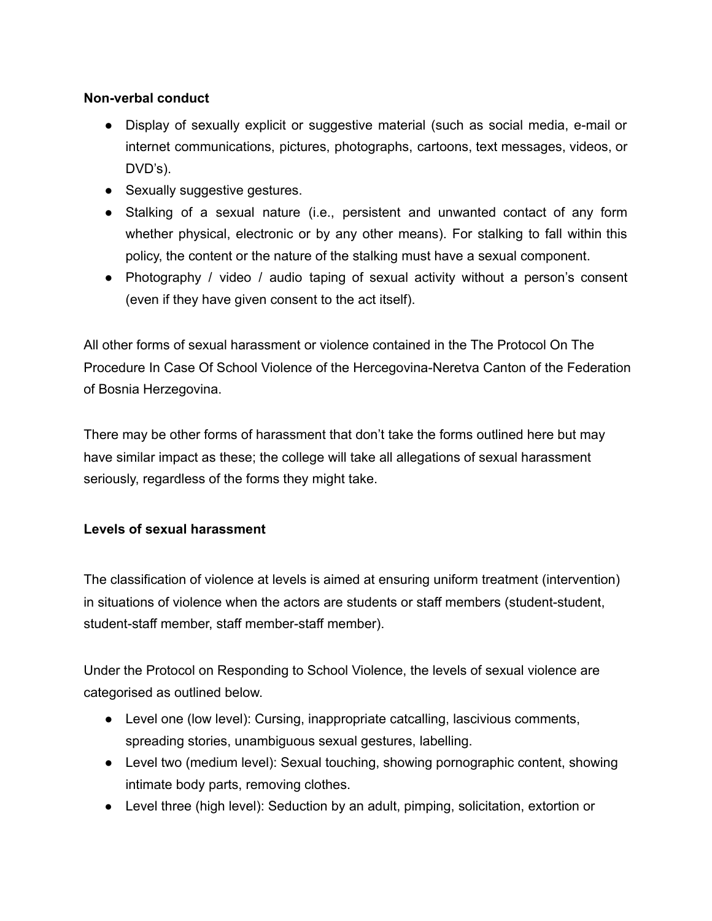**Non-verbal conduct**

- Display of sexually explicit or suggestive material (such as social media, e-mail or internet communications, pictures, photographs, cartoons, text messages, videos, or DVD's).
- Sexually suggestive gestures.
- Stalking of a sexual nature (i.e., persistent and unwanted contact of any form whether physical, electronic or by any other means). For stalking to fall within this policy, the content or the nature of the stalking must have a sexual component.
- Photography / video / audio taping of sexual activity without a person's consent (even if they have given consent to the act itself).

All other forms of sexual harassment or violence contained in the The Protocol On The Procedure In Case Of School Violence of the Hercegovina-Neretva Canton of the Federation of Bosnia Herzegovina.

There may be other forms of harassment that don't take the forms outlined here but may have similar impact as these; the college will take all allegations of sexual harassment seriously, regardless of the forms they might take.

**Levels of sexual harassment**

The classification of violence at levels is aimed at ensuring uniform treatment (intervention) in situations of violence when the actors are students or staff members (student-student, student-staff member, staff member-staff member).

Under the Protocol on Responding to School Violence, the levels of sexual violence are categorised as outlined below.

- Level one (low level): Cursing, inappropriate catcalling, lascivious comments, spreading stories, unambiguous sexual gestures, labelling.
- Level two (medium level): Sexual touching, showing pornographic content, showing intimate body parts, removing clothes.
- Level three (high level): Seduction by an adult, pimping, solicitation, extortion or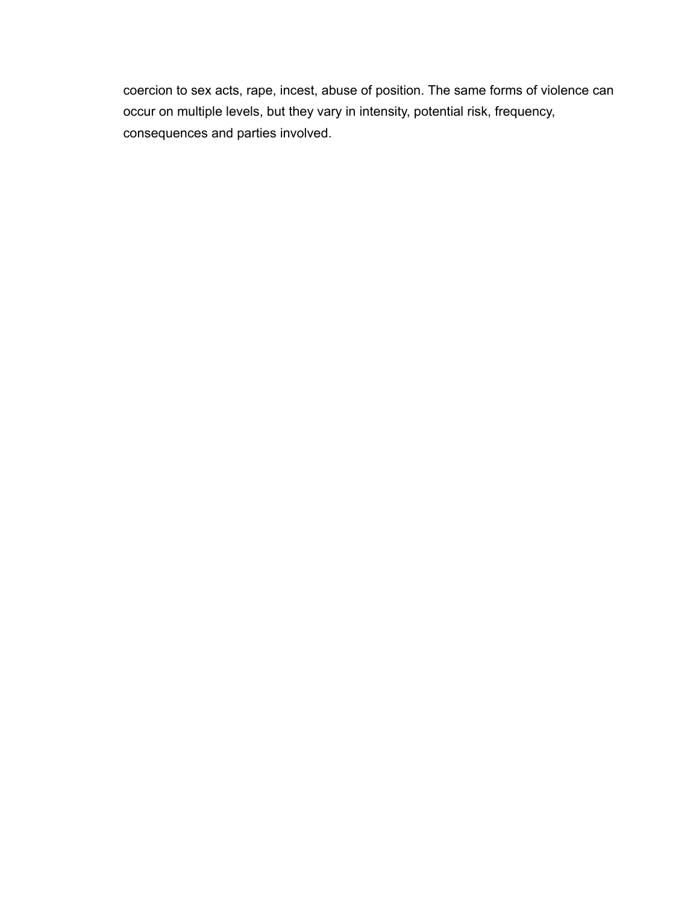coercion to sex acts, rape, incest, abuse of position. The same forms of violence can occur on multiple levels, but they vary in intensity, potential risk, frequency, consequences and parties involved.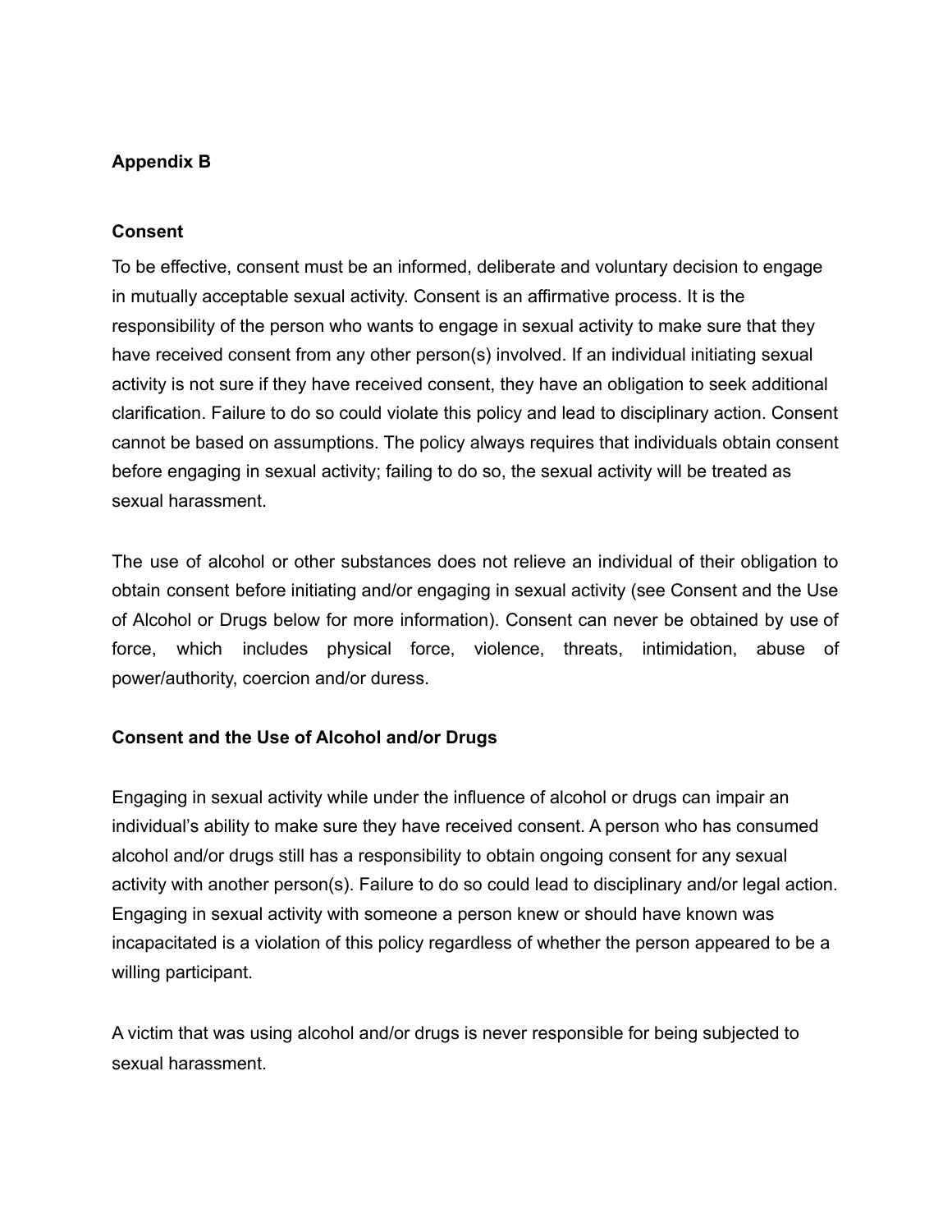## Appendix B

### Consent

To be effective, consent must be an informed, deliberate and voluntary decision to engage in mutually acceptable sexual activity. Consent is an affirmative process. It is the responsibility of the person who wants to engage in sexual activity to make sure that they have received consent from any other person(s) involved. If an individual initiating sexual activity is not sure if they have received consent, they have an obligation to seek additional clarification. Failure to do so could violate this policy and lead to disciplinary action. Consent cannot be based on assumptions. The policy always requires that individuals obtain consent before engaging in sexual activity; failing to do so, the sexual activity will be treated as sexual harassment.

The use of alcohol or other substances does not relieve an individual of their obligation to obtain consent before initiating and/or engaging in sexual activity (see Consent and the Use of Alcohol or Drugs below for more information). Consent can never be obtained by use of force, which includes physical force, violence, threats, intimidation, abuse of power/authority, coercion and/or duress.

### Consent and the Use of Alcohol and/or Drugs

Engaging in sexual activity while under the influence of alcohol or drugs can impair an individual's ability to make sure they have received consent. A person who has consumed alcohol and/or drugs still has a responsibility to obtain ongoing consent for any sexual activity with another person(s). Failure to do so could lead to disciplinary and/or legal action. Engaging in sexual activity with someone a person knew or should have known was incapacitated is a violation of this policy regardless of whether the person appeared to be a willing participant.

A victim that was using alcohol and/or drugs is never responsible for being subjected to sexual harassment.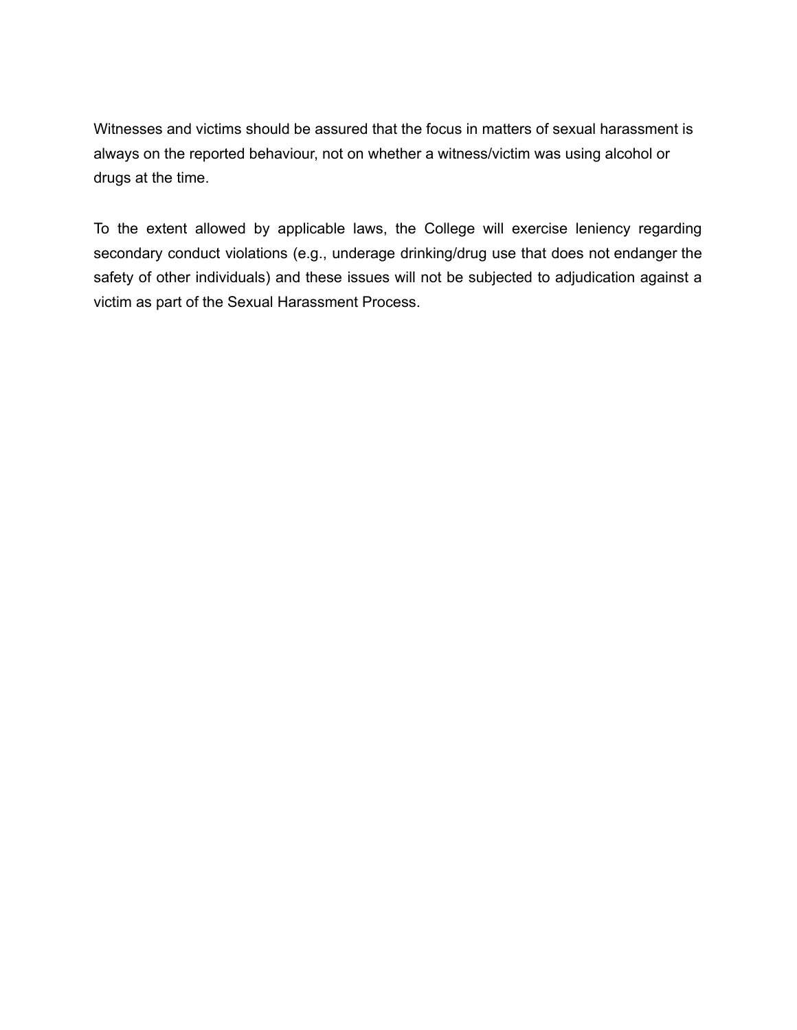Witnesses and victims should be assured that the focus in matters of sexual harassment is always on the reported behaviour, not on whether a witness/victim was using alcohol or drugs at the time.

To the extent allowed by applicable laws, the College will exercise leniency regarding secondary conduct violations (e.g., underage drinking/drug use that does not endanger the safety of other individuals) and these issues will not be subjected to adjudication against a victim as part of the Sexual Harassment Process.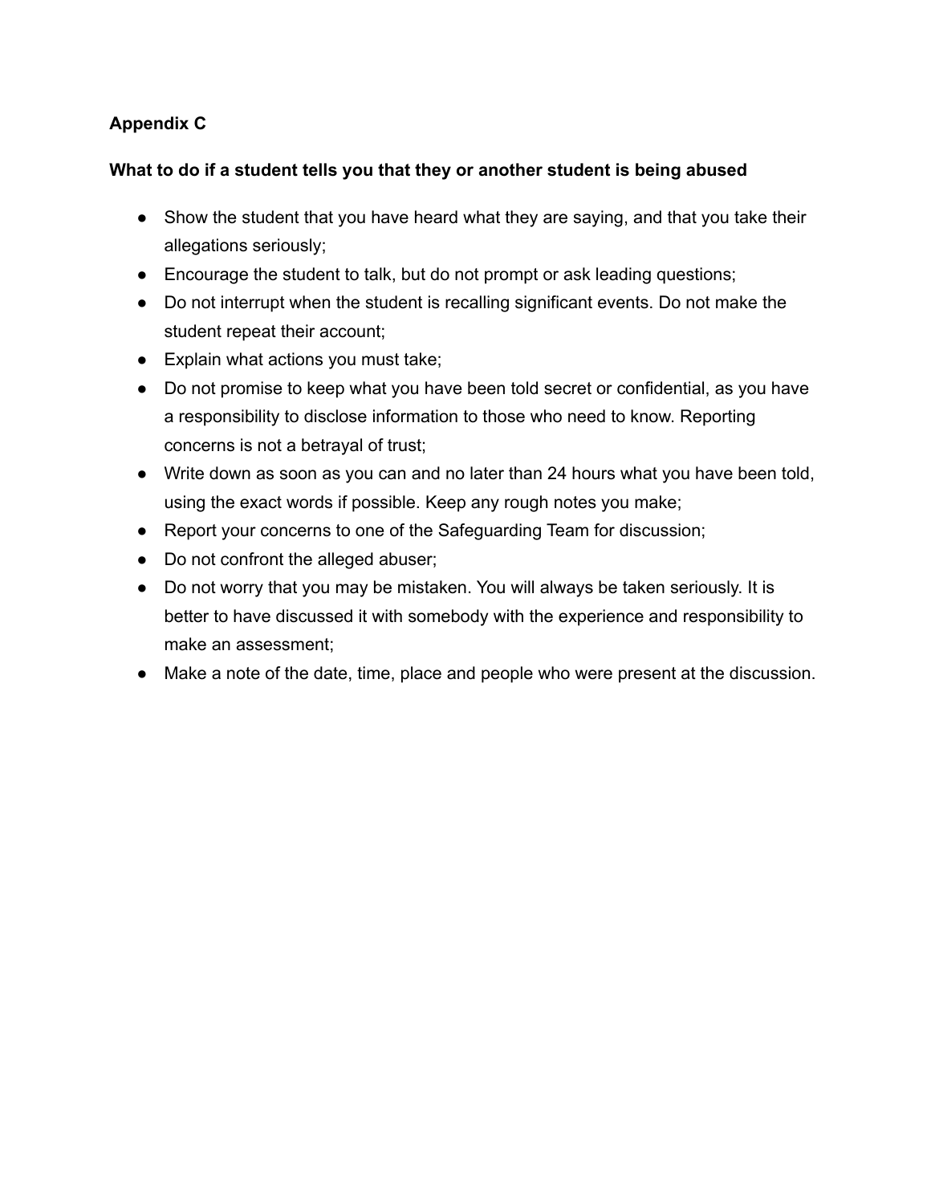**Appendix C**

**What to do if a student tells you that they or another student is being abused**

- Show the student that you have heard what they are saying, and that you take their allegations seriously;
- Encourage the student to talk, but do not prompt or ask leading questions;
- Do not interrupt when the student is recalling significant events. Do not make the student repeat their account;
- Explain what actions you must take;
- Do not promise to keep what you have been told secret or confidential, as you have a responsibility to disclose information to those who need to know. Reporting concerns is not a betrayal of trust;
- Write down as soon as you can and no later than 24 hours what you have been told, using the exact words if possible. Keep any rough notes you make;
- Report your concerns to one of the Safeguarding Team for discussion;
- Do not confront the alleged abuser;
- Do not worry that you may be mistaken. You will always be taken seriously. It is better to have discussed it with somebody with the experience and responsibility to make an assessment;
- Make a note of the date, time, place and people who were present at the discussion.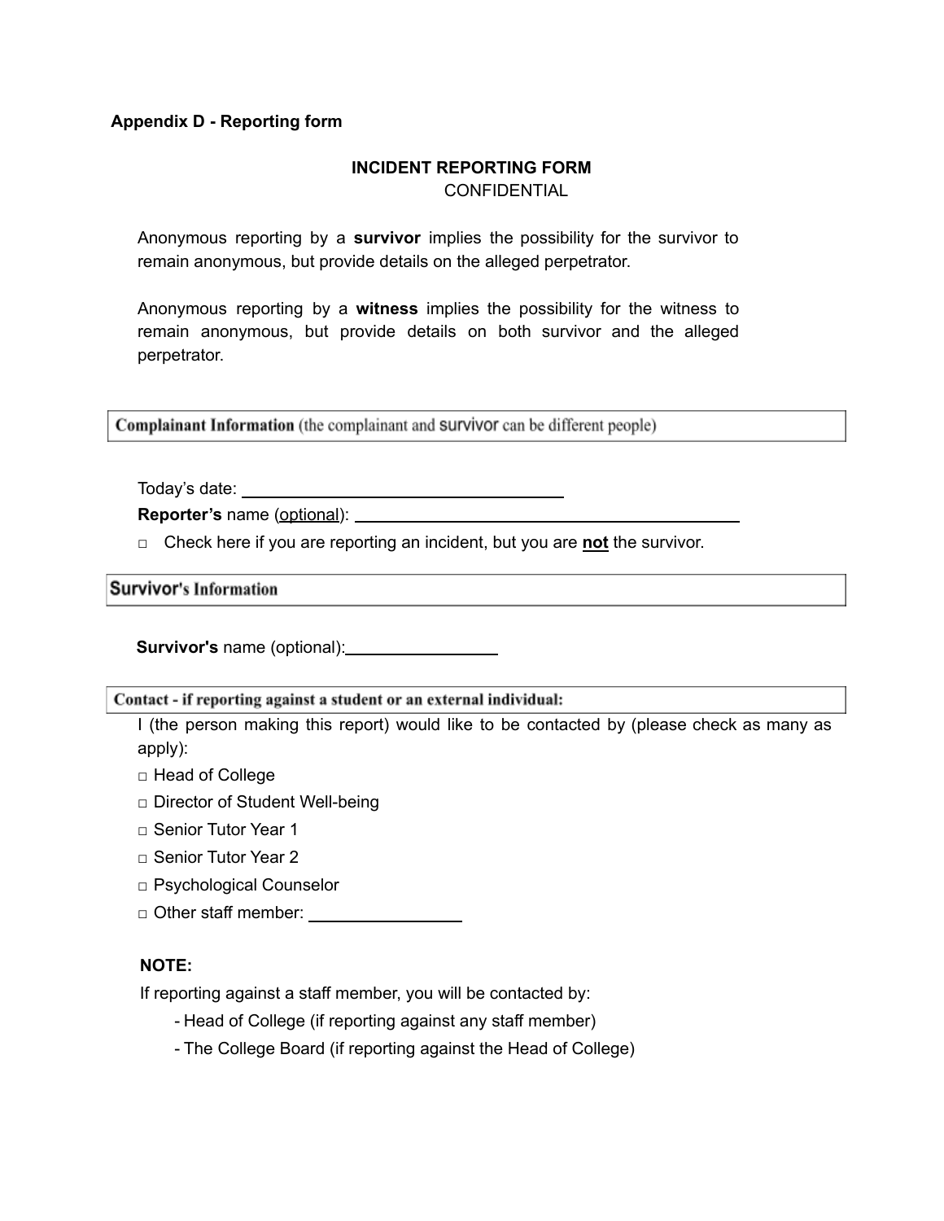**Appendix D - Reporting form**

**INCIDENT REPORTING FORM**

CONFIDENTIAL

Anonymous reporting by a **survivor** implies the possibility for the survivor to remain anonymous, but provide details on the alleged perpetrator.

Anonymous reporting by a **witness** implies the possibility for the witness to remain anonymous, but provide details on both survivor and the alleged perpetrator.

| **Complainant Information** (the complainant and survivor can be different people) |
|---|

Today's date: ____________________________________

**Reporter's** name (optional): ____________________________________________

□ Check here if you are reporting an incident, but you are **not** the survivor.

| **Survivor's Information** |
|---|

**Survivor's** name (optional): _________________

| **Contact - if reporting against a student or an external individual:** |
|---|

I (the person making this report) would like to be contacted by (please check as many as apply):

□ Head of College

□ Director of Student Well-being

□ Senior Tutor Year 1

□ Senior Tutor Year 2

□ Psychological Counselor

□ Other staff member: _________________

**NOTE:**

If reporting against a staff member, you will be contacted by:

- Head of College (if reporting against any staff member)
- The College Board (if reporting against the Head of College)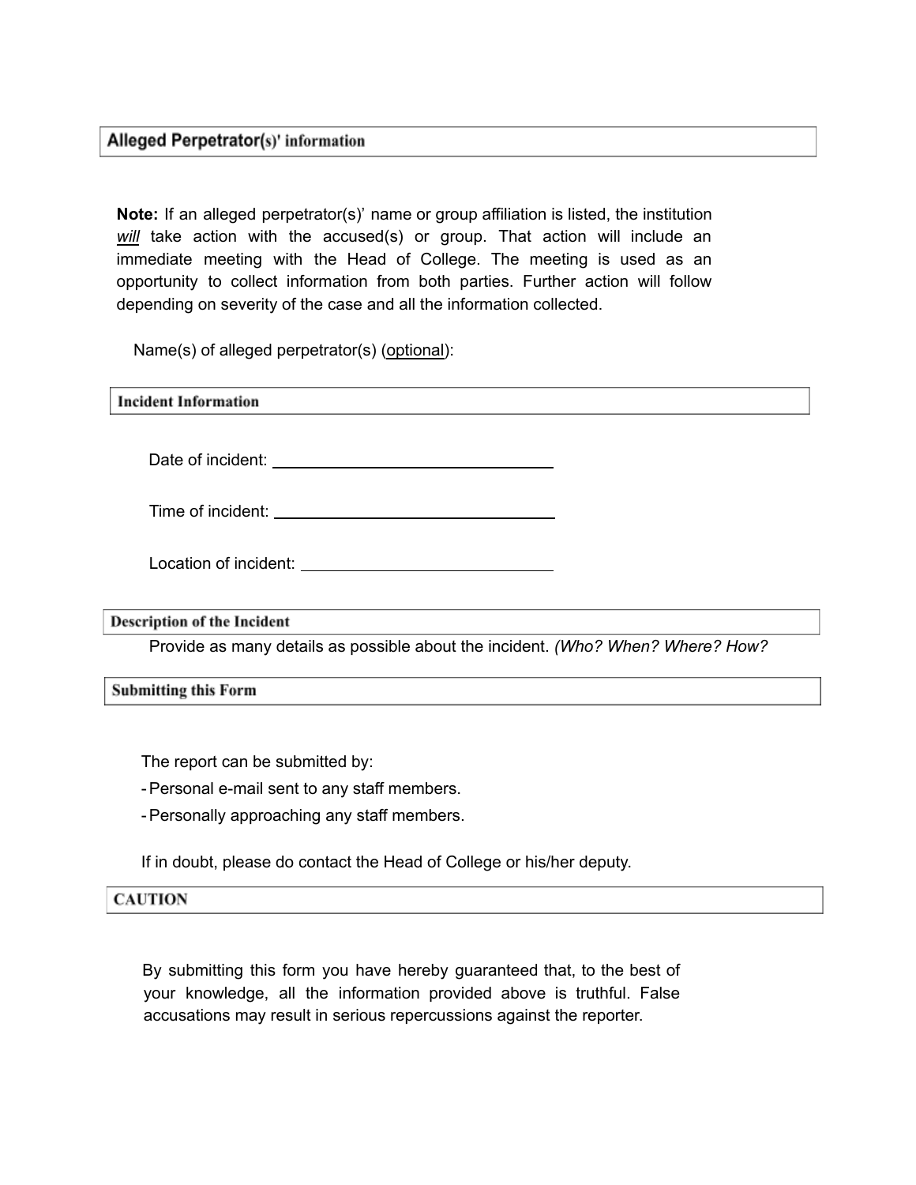## Alleged Perpetrator(s)' information

**Note:** If an alleged perpetrator(s)' name or group affiliation is listed, the institution *will* take action with the accused(s) or group. That action will include an immediate meeting with the Head of College. The meeting is used as an opportunity to collect information from both parties. Further action will follow depending on severity of the case and all the information collected.

Name(s) of alleged perpetrator(s) (optional):

## Incident Information

Date of incident: ______________________________

Time of incident: ______________________________

Location of incident: ___________________________

## Description of the Incident

Provide as many details as possible about the incident. *(Who? When? Where? How?*

## Submitting this Form

The report can be submitted by:

- Personal e-mail sent to any staff members.
- Personally approaching any staff members.

If in doubt, please do contact the Head of College or his/her deputy.

## CAUTION

By submitting this form you have hereby guaranteed that, to the best of your knowledge, all the information provided above is truthful. False accusations may result in serious repercussions against the reporter.